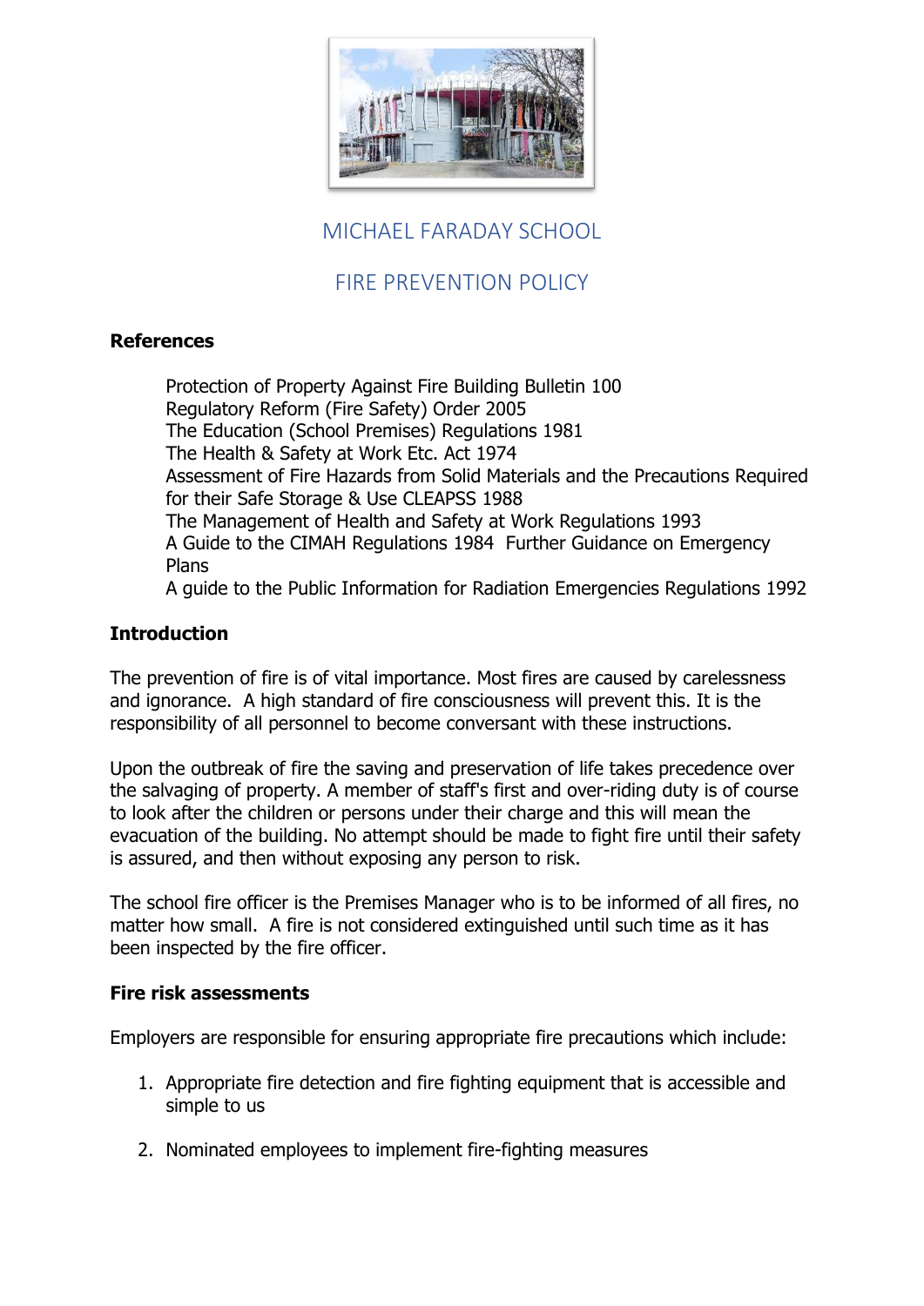# MICHAEL FARADAY SCHOOL

## FIRE PREVENTION POLICY

### References

Protection of Property Against Fire Building Bulletin 100
Regulatory Reform (Fire Safety) Order 2005
The Education (School Premises) Regulations 1981
The Health & Safety at Work Etc. Act 1974
Assessment of Fire Hazards from Solid Materials and the Precautions Required for their Safe Storage & Use CLEAPSS 1988
The Management of Health and Safety at Work Regulations 1993
A Guide to the CIMAH Regulations 1984 Further Guidance on Emergency Plans
A guide to the Public Information for Radiation Emergencies Regulations 1992

### Introduction

The prevention of fire is of vital importance. Most fires are caused by carelessness and ignorance. A high standard of fire consciousness will prevent this. It is the responsibility of all personnel to become conversant with these instructions.

Upon the outbreak of fire the saving and preservation of life takes precedence over the salvaging of property. A member of staff's first and over-riding duty is of course to look after the children or persons under their charge and this will mean the evacuation of the building. No attempt should be made to fight fire until their safety is assured, and then without exposing any person to risk.

The school fire officer is the Premises Manager who is to be informed of all fires, no matter how small. A fire is not considered extinguished until such time as it has been inspected by the fire officer.

### Fire risk assessments

Employers are responsible for ensuring appropriate fire precautions which include:

1. Appropriate fire detection and fire fighting equipment that is accessible and simple to us
2. Nominated employees to implement fire-fighting measures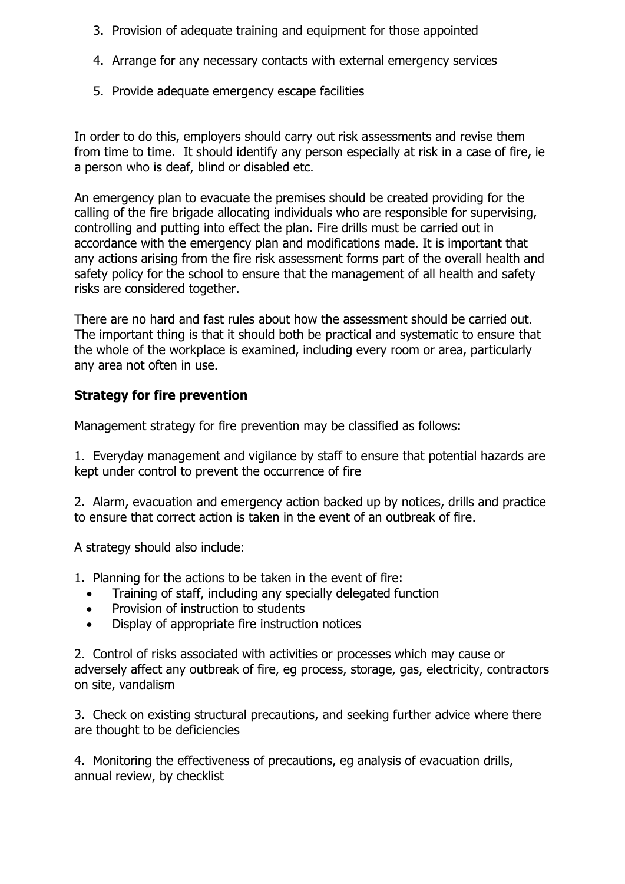3. Provision of adequate training and equipment for those appointed

4. Arrange for any necessary contacts with external emergency services

5. Provide adequate emergency escape facilities

In order to do this, employers should carry out risk assessments and revise them from time to time. It should identify any person especially at risk in a case of fire, ie a person who is deaf, blind or disabled etc.

An emergency plan to evacuate the premises should be created providing for the calling of the fire brigade allocating individuals who are responsible for supervising, controlling and putting into effect the plan. Fire drills must be carried out in accordance with the emergency plan and modifications made. It is important that any actions arising from the fire risk assessment forms part of the overall health and safety policy for the school to ensure that the management of all health and safety risks are considered together.

There are no hard and fast rules about how the assessment should be carried out. The important thing is that it should both be practical and systematic to ensure that the whole of the workplace is examined, including every room or area, particularly any area not often in use.

**Strategy for fire prevention**

Management strategy for fire prevention may be classified as follows:

1. Everyday management and vigilance by staff to ensure that potential hazards are kept under control to prevent the occurrence of fire

2. Alarm, evacuation and emergency action backed up by notices, drills and practice to ensure that correct action is taken in the event of an outbreak of fire.

A strategy should also include:

1. Planning for the actions to be taken in the event of fire:
   - Training of staff, including any specially delegated function
   - Provision of instruction to students
   - Display of appropriate fire instruction notices

2. Control of risks associated with activities or processes which may cause or adversely affect any outbreak of fire, eg process, storage, gas, electricity, contractors on site, vandalism

3. Check on existing structural precautions, and seeking further advice where there are thought to be deficiencies

4. Monitoring the effectiveness of precautions, eg analysis of evacuation drills, annual review, by checklist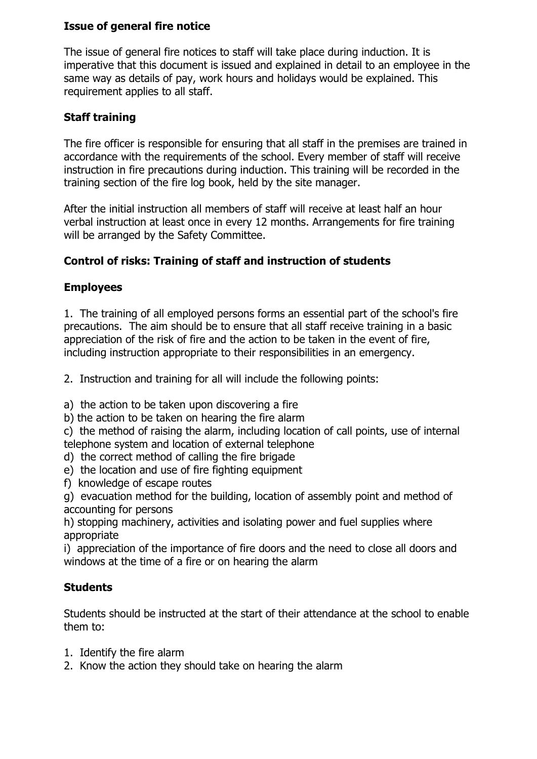**Issue of general fire notice**

The issue of general fire notices to staff will take place during induction. It is imperative that this document is issued and explained in detail to an employee in the same way as details of pay, work hours and holidays would be explained. This requirement applies to all staff.

**Staff training**

The fire officer is responsible for ensuring that all staff in the premises are trained in accordance with the requirements of the school. Every member of staff will receive instruction in fire precautions during induction. This training will be recorded in the training section of the fire log book, held by the site manager.

After the initial instruction all members of staff will receive at least half an hour verbal instruction at least once in every 12 months. Arrangements for fire training will be arranged by the Safety Committee.

**Control of risks: Training of staff and instruction of students**

**Employees**

1. The training of all employed persons forms an essential part of the school's fire precautions. The aim should be to ensure that all staff receive training in a basic appreciation of the risk of fire and the action to be taken in the event of fire, including instruction appropriate to their responsibilities in an emergency.

2. Instruction and training for all will include the following points:

a) the action to be taken upon discovering a fire
b) the action to be taken on hearing the fire alarm
c) the method of raising the alarm, including location of call points, use of internal telephone system and location of external telephone
d) the correct method of calling the fire brigade
e) the location and use of fire fighting equipment
f) knowledge of escape routes
g) evacuation method for the building, location of assembly point and method of accounting for persons
h) stopping machinery, activities and isolating power and fuel supplies where appropriate
i) appreciation of the importance of fire doors and the need to close all doors and windows at the time of a fire or on hearing the alarm

**Students**

Students should be instructed at the start of their attendance at the school to enable them to:

1. Identify the fire alarm
2. Know the action they should take on hearing the alarm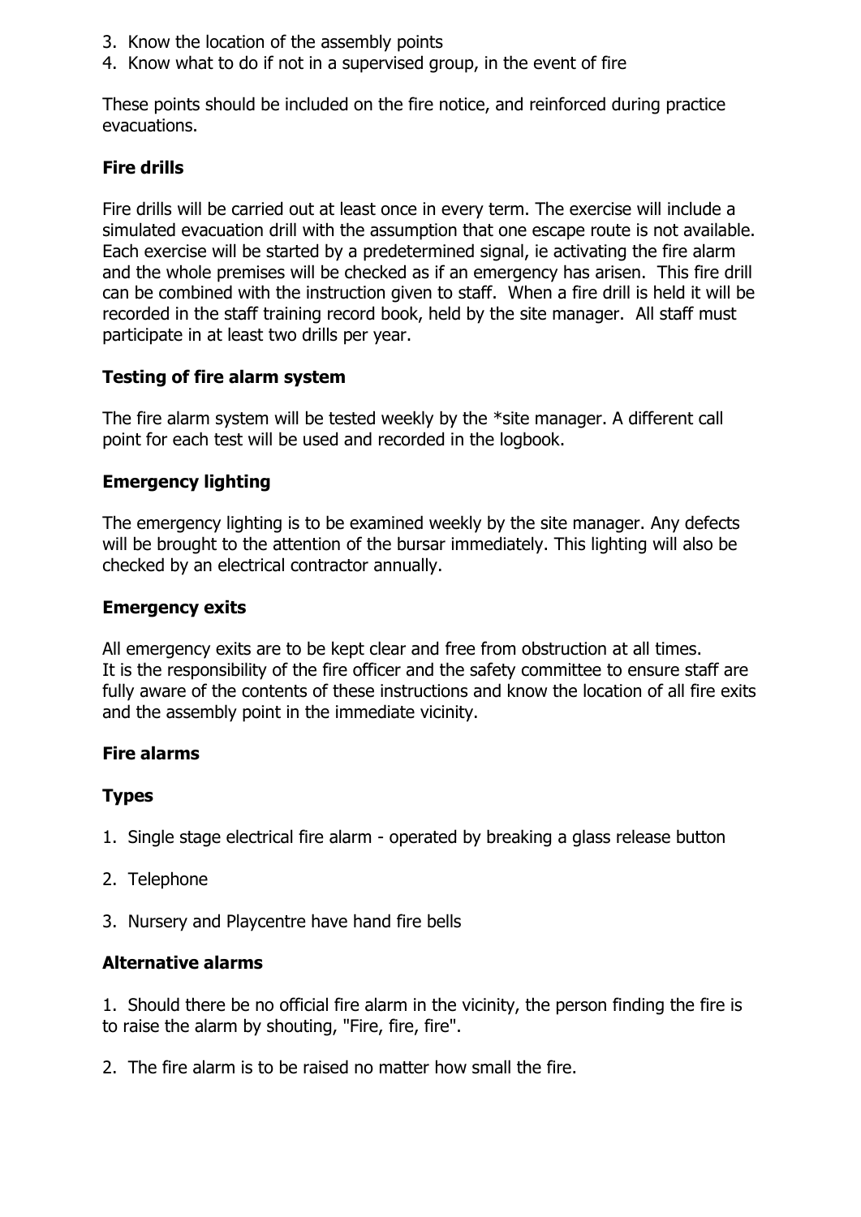3. Know the location of the assembly points
4. Know what to do if not in a supervised group, in the event of fire

These points should be included on the fire notice, and reinforced during practice evacuations.

**Fire drills**

Fire drills will be carried out at least once in every term. The exercise will include a simulated evacuation drill with the assumption that one escape route is not available. Each exercise will be started by a predetermined signal, ie activating the fire alarm and the whole premises will be checked as if an emergency has arisen. This fire drill can be combined with the instruction given to staff. When a fire drill is held it will be recorded in the staff training record book, held by the site manager. All staff must participate in at least two drills per year.

**Testing of fire alarm system**

The fire alarm system will be tested weekly by the *site manager. A different call point for each test will be used and recorded in the logbook.

**Emergency lighting**

The emergency lighting is to be examined weekly by the site manager. Any defects will be brought to the attention of the bursar immediately. This lighting will also be checked by an electrical contractor annually.

**Emergency exits**

All emergency exits are to be kept clear and free from obstruction at all times.
It is the responsibility of the fire officer and the safety committee to ensure staff are fully aware of the contents of these instructions and know the location of all fire exits and the assembly point in the immediate vicinity.

**Fire alarms**

**Types**

1. Single stage electrical fire alarm - operated by breaking a glass release button

2. Telephone

3. Nursery and Playcentre have hand fire bells

**Alternative alarms**

1. Should there be no official fire alarm in the vicinity, the person finding the fire is to raise the alarm by shouting, "Fire, fire, fire".

2. The fire alarm is to be raised no matter how small the fire.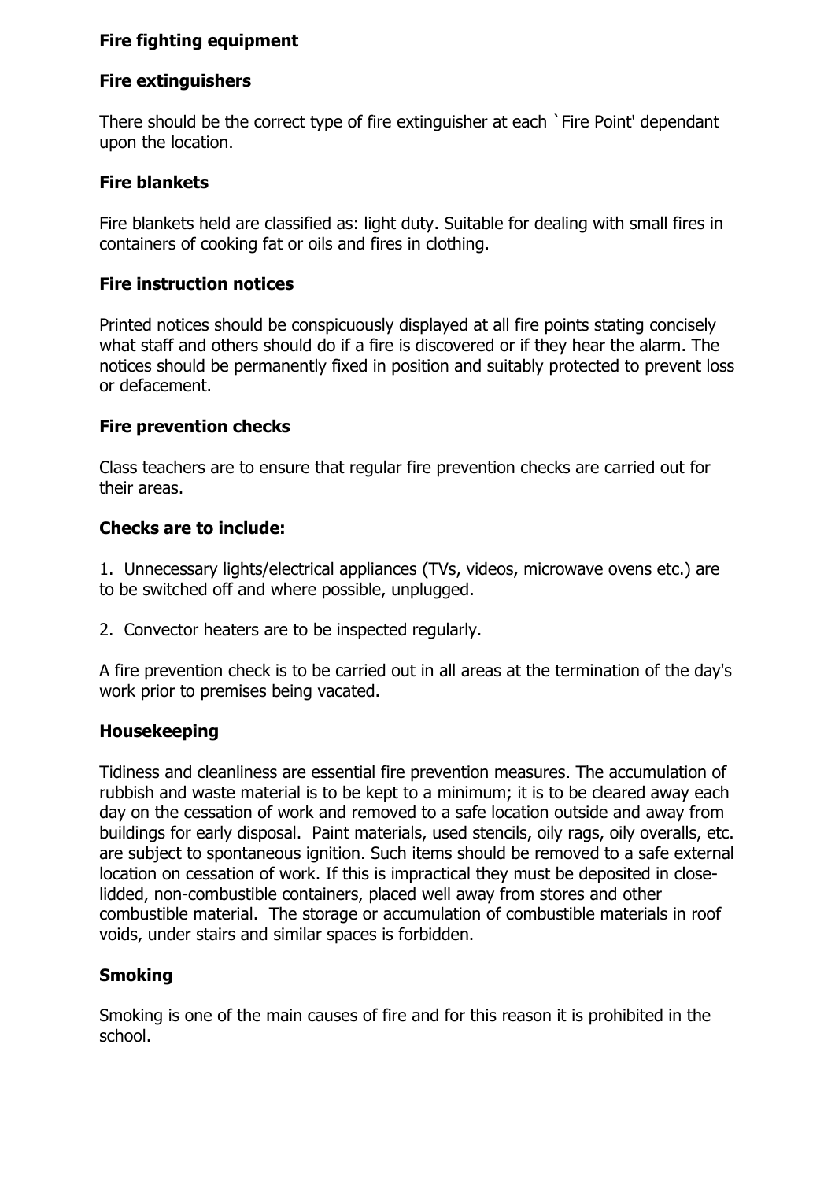**Fire fighting equipment**

**Fire extinguishers**

There should be the correct type of fire extinguisher at each `Fire Point' dependant upon the location.

**Fire blankets**

Fire blankets held are classified as: light duty. Suitable for dealing with small fires in containers of cooking fat or oils and fires in clothing.

**Fire instruction notices**

Printed notices should be conspicuously displayed at all fire points stating concisely what staff and others should do if a fire is discovered or if they hear the alarm. The notices should be permanently fixed in position and suitably protected to prevent loss or defacement.

**Fire prevention checks**

Class teachers are to ensure that regular fire prevention checks are carried out for their areas.

**Checks are to include:**

1. Unnecessary lights/electrical appliances (TVs, videos, microwave ovens etc.) are to be switched off and where possible, unplugged.

2. Convector heaters are to be inspected regularly.

A fire prevention check is to be carried out in all areas at the termination of the day's work prior to premises being vacated.

**Housekeeping**

Tidiness and cleanliness are essential fire prevention measures. The accumulation of rubbish and waste material is to be kept to a minimum; it is to be cleared away each day on the cessation of work and removed to a safe location outside and away from buildings for early disposal. Paint materials, used stencils, oily rags, oily overalls, etc. are subject to spontaneous ignition. Such items should be removed to a safe external location on cessation of work. If this is impractical they must be deposited in close-lidded, non-combustible containers, placed well away from stores and other combustible material. The storage or accumulation of combustible materials in roof voids, under stairs and similar spaces is forbidden.

**Smoking**

Smoking is one of the main causes of fire and for this reason it is prohibited in the school.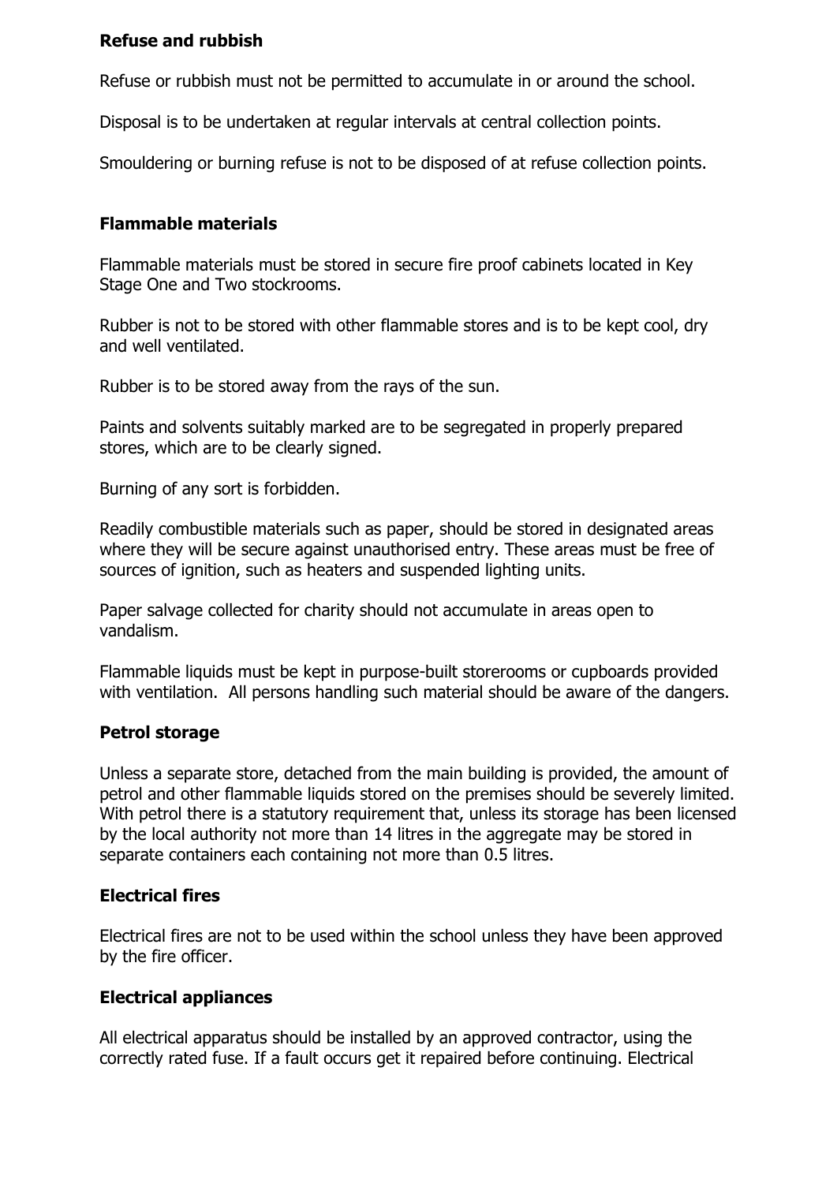**Refuse and rubbish**

Refuse or rubbish must not be permitted to accumulate in or around the school.

Disposal is to be undertaken at regular intervals at central collection points.

Smouldering or burning refuse is not to be disposed of at refuse collection points.

**Flammable materials**

Flammable materials must be stored in secure fire proof cabinets located in Key Stage One and Two stockrooms.

Rubber is not to be stored with other flammable stores and is to be kept cool, dry and well ventilated.

Rubber is to be stored away from the rays of the sun.

Paints and solvents suitably marked are to be segregated in properly prepared stores, which are to be clearly signed.

Burning of any sort is forbidden.

Readily combustible materials such as paper, should be stored in designated areas where they will be secure against unauthorised entry. These areas must be free of sources of ignition, such as heaters and suspended lighting units.

Paper salvage collected for charity should not accumulate in areas open to vandalism.

Flammable liquids must be kept in purpose-built storerooms or cupboards provided with ventilation. All persons handling such material should be aware of the dangers.

**Petrol storage**

Unless a separate store, detached from the main building is provided, the amount of petrol and other flammable liquids stored on the premises should be severely limited. With petrol there is a statutory requirement that, unless its storage has been licensed by the local authority not more than 14 litres in the aggregate may be stored in separate containers each containing not more than 0.5 litres.

**Electrical fires**

Electrical fires are not to be used within the school unless they have been approved by the fire officer.

**Electrical appliances**

All electrical apparatus should be installed by an approved contractor, using the correctly rated fuse. If a fault occurs get it repaired before continuing. Electrical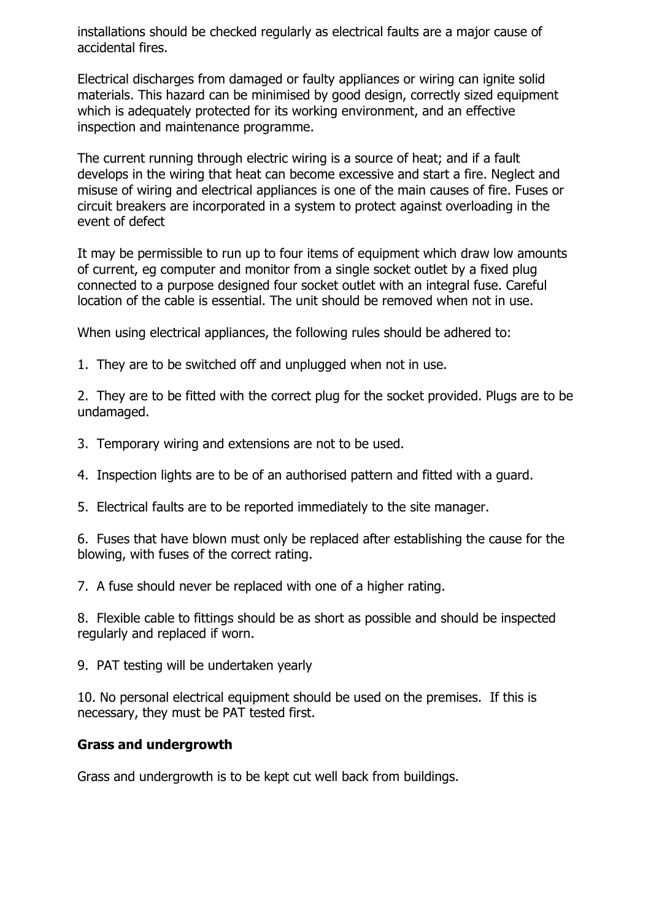installations should be checked regularly as electrical faults are a major cause of accidental fires.

Electrical discharges from damaged or faulty appliances or wiring can ignite solid materials. This hazard can be minimised by good design, correctly sized equipment which is adequately protected for its working environment, and an effective inspection and maintenance programme.

The current running through electric wiring is a source of heat; and if a fault develops in the wiring that heat can become excessive and start a fire. Neglect and misuse of wiring and electrical appliances is one of the main causes of fire. Fuses or circuit breakers are incorporated in a system to protect against overloading in the event of defect

It may be permissible to run up to four items of equipment which draw low amounts of current, eg computer and monitor from a single socket outlet by a fixed plug connected to a purpose designed four socket outlet with an integral fuse. Careful location of the cable is essential. The unit should be removed when not in use.

When using electrical appliances, the following rules should be adhered to:

1. They are to be switched off and unplugged when not in use.

2. They are to be fitted with the correct plug for the socket provided. Plugs are to be undamaged.

3. Temporary wiring and extensions are not to be used.

4. Inspection lights are to be of an authorised pattern and fitted with a guard.

5. Electrical faults are to be reported immediately to the site manager.

6. Fuses that have blown must only be replaced after establishing the cause for the blowing, with fuses of the correct rating.

7. A fuse should never be replaced with one of a higher rating.

8. Flexible cable to fittings should be as short as possible and should be inspected regularly and replaced if worn.

9. PAT testing will be undertaken yearly

10. No personal electrical equipment should be used on the premises. If this is necessary, they must be PAT tested first.

**Grass and undergrowth**

Grass and undergrowth is to be kept cut well back from buildings.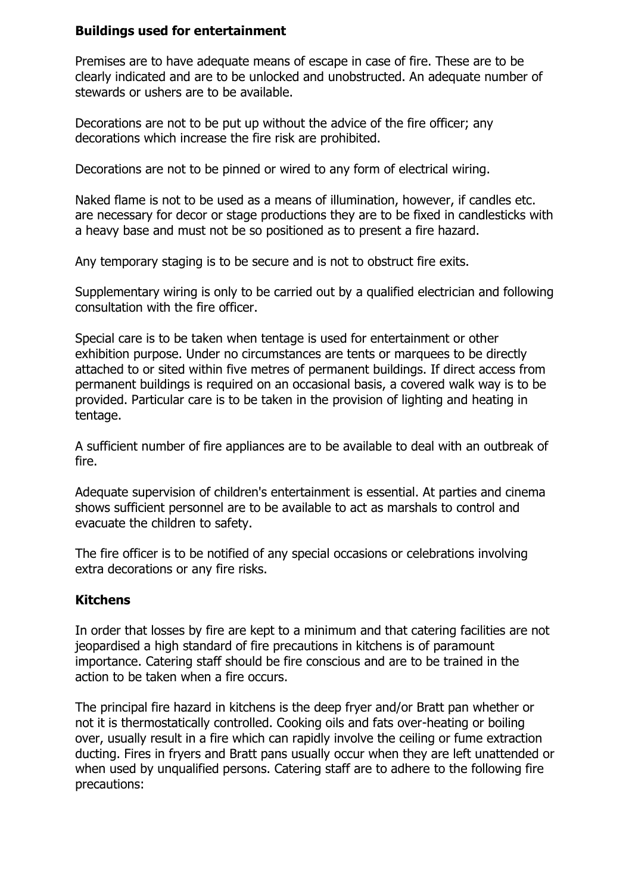### Buildings used for entertainment

Premises are to have adequate means of escape in case of fire. These are to be clearly indicated and are to be unlocked and unobstructed. An adequate number of stewards or ushers are to be available.

Decorations are not to be put up without the advice of the fire officer; any decorations which increase the fire risk are prohibited.

Decorations are not to be pinned or wired to any form of electrical wiring.

Naked flame is not to be used as a means of illumination, however, if candles etc. are necessary for decor or stage productions they are to be fixed in candlesticks with a heavy base and must not be so positioned as to present a fire hazard.

Any temporary staging is to be secure and is not to obstruct fire exits.

Supplementary wiring is only to be carried out by a qualified electrician and following consultation with the fire officer.

Special care is to be taken when tentage is used for entertainment or other exhibition purpose. Under no circumstances are tents or marquees to be directly attached to or sited within five metres of permanent buildings. If direct access from permanent buildings is required on an occasional basis, a covered walk way is to be provided. Particular care is to be taken in the provision of lighting and heating in tentage.

A sufficient number of fire appliances are to be available to deal with an outbreak of fire.

Adequate supervision of children's entertainment is essential. At parties and cinema shows sufficient personnel are to be available to act as marshals to control and evacuate the children to safety.

The fire officer is to be notified of any special occasions or celebrations involving extra decorations or any fire risks.

### Kitchens

In order that losses by fire are kept to a minimum and that catering facilities are not jeopardised a high standard of fire precautions in kitchens is of paramount importance. Catering staff should be fire conscious and are to be trained in the action to be taken when a fire occurs.

The principal fire hazard in kitchens is the deep fryer and/or Bratt pan whether or not it is thermostatically controlled. Cooking oils and fats over-heating or boiling over, usually result in a fire which can rapidly involve the ceiling or fume extraction ducting. Fires in fryers and Bratt pans usually occur when they are left unattended or when used by unqualified persons. Catering staff are to adhere to the following fire precautions: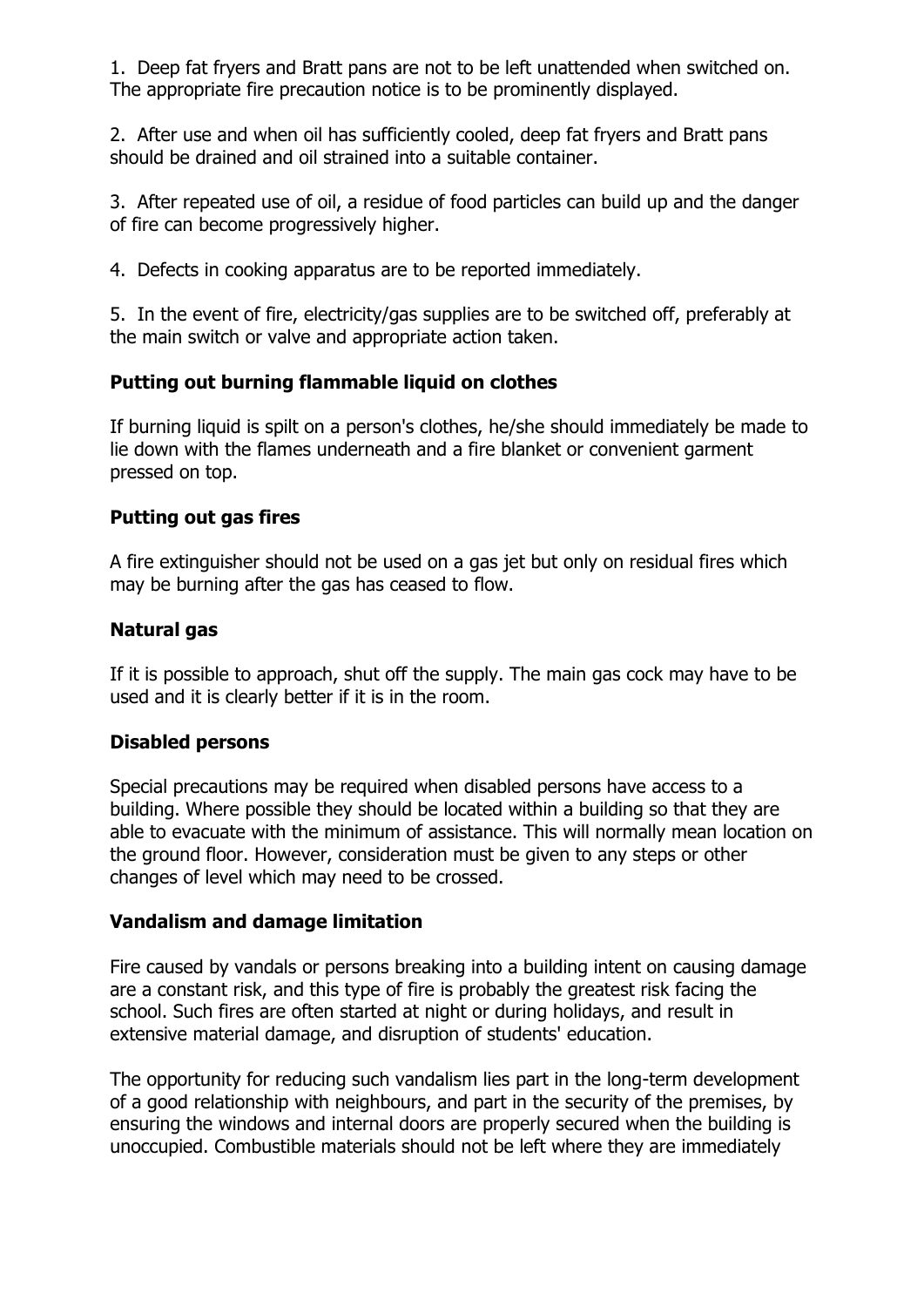1. Deep fat fryers and Bratt pans are not to be left unattended when switched on. The appropriate fire precaution notice is to be prominently displayed.

2. After use and when oil has sufficiently cooled, deep fat fryers and Bratt pans should be drained and oil strained into a suitable container.

3. After repeated use of oil, a residue of food particles can build up and the danger of fire can become progressively higher.

4. Defects in cooking apparatus are to be reported immediately.

5. In the event of fire, electricity/gas supplies are to be switched off, preferably at the main switch or valve and appropriate action taken.

### Putting out burning flammable liquid on clothes

If burning liquid is spilt on a person's clothes, he/she should immediately be made to lie down with the flames underneath and a fire blanket or convenient garment pressed on top.

### Putting out gas fires

A fire extinguisher should not be used on a gas jet but only on residual fires which may be burning after the gas has ceased to flow.

### Natural gas

If it is possible to approach, shut off the supply. The main gas cock may have to be used and it is clearly better if it is in the room.

### Disabled persons

Special precautions may be required when disabled persons have access to a building. Where possible they should be located within a building so that they are able to evacuate with the minimum of assistance. This will normally mean location on the ground floor. However, consideration must be given to any steps or other changes of level which may need to be crossed.

### Vandalism and damage limitation

Fire caused by vandals or persons breaking into a building intent on causing damage are a constant risk, and this type of fire is probably the greatest risk facing the school. Such fires are often started at night or during holidays, and result in extensive material damage, and disruption of students' education.

The opportunity for reducing such vandalism lies part in the long-term development of a good relationship with neighbours, and part in the security of the premises, by ensuring the windows and internal doors are properly secured when the building is unoccupied. Combustible materials should not be left where they are immediately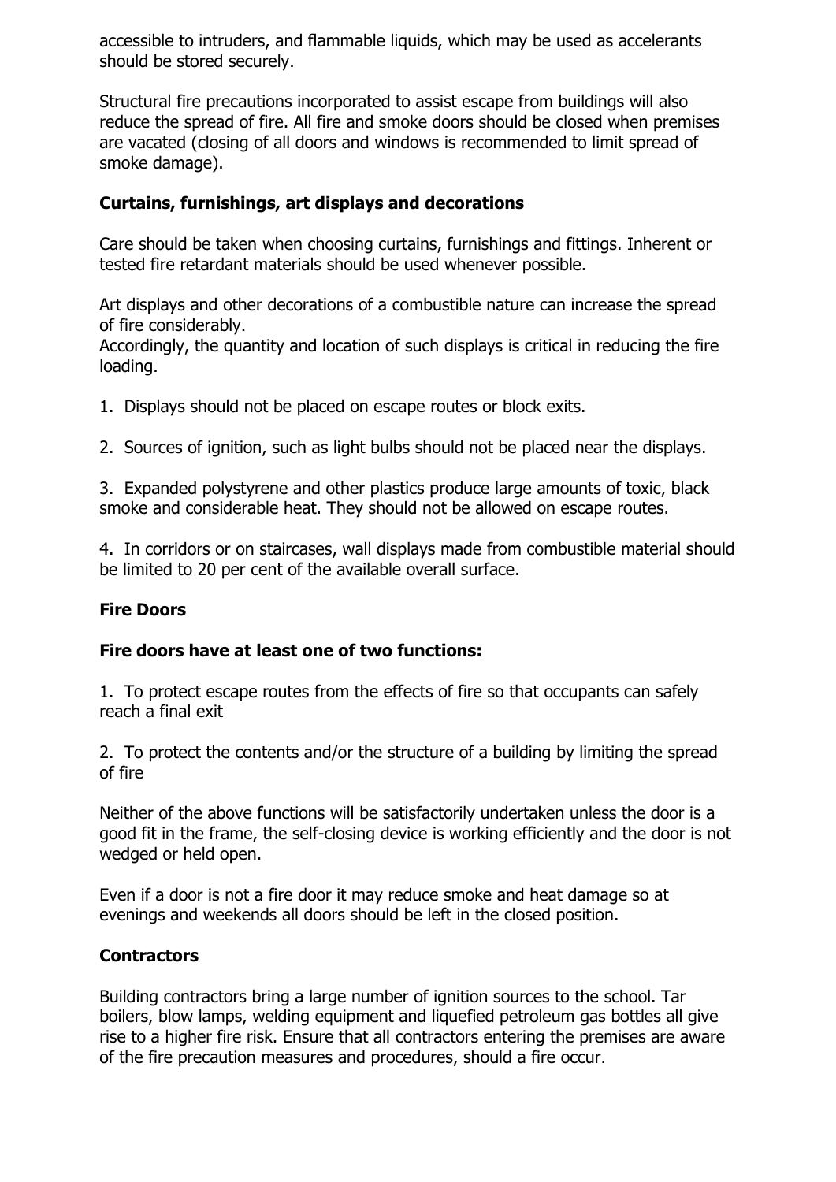accessible to intruders, and flammable liquids, which may be used as accelerants should be stored securely.

Structural fire precautions incorporated to assist escape from buildings will also reduce the spread of fire. All fire and smoke doors should be closed when premises are vacated (closing of all doors and windows is recommended to limit spread of smoke damage).

### Curtains, furnishings, art displays and decorations

Care should be taken when choosing curtains, furnishings and fittings. Inherent or tested fire retardant materials should be used whenever possible.

Art displays and other decorations of a combustible nature can increase the spread of fire considerably.
Accordingly, the quantity and location of such displays is critical in reducing the fire loading.

1. Displays should not be placed on escape routes or block exits.

2. Sources of ignition, such as light bulbs should not be placed near the displays.

3. Expanded polystyrene and other plastics produce large amounts of toxic, black smoke and considerable heat. They should not be allowed on escape routes.

4. In corridors or on staircases, wall displays made from combustible material should be limited to 20 per cent of the available overall surface.

### Fire Doors

**Fire doors have at least one of two functions:**

1. To protect escape routes from the effects of fire so that occupants can safely reach a final exit

2. To protect the contents and/or the structure of a building by limiting the spread of fire

Neither of the above functions will be satisfactorily undertaken unless the door is a good fit in the frame, the self-closing device is working efficiently and the door is not wedged or held open.

Even if a door is not a fire door it may reduce smoke and heat damage so at evenings and weekends all doors should be left in the closed position.

### Contractors

Building contractors bring a large number of ignition sources to the school. Tar boilers, blow lamps, welding equipment and liquefied petroleum gas bottles all give rise to a higher fire risk. Ensure that all contractors entering the premises are aware of the fire precaution measures and procedures, should a fire occur.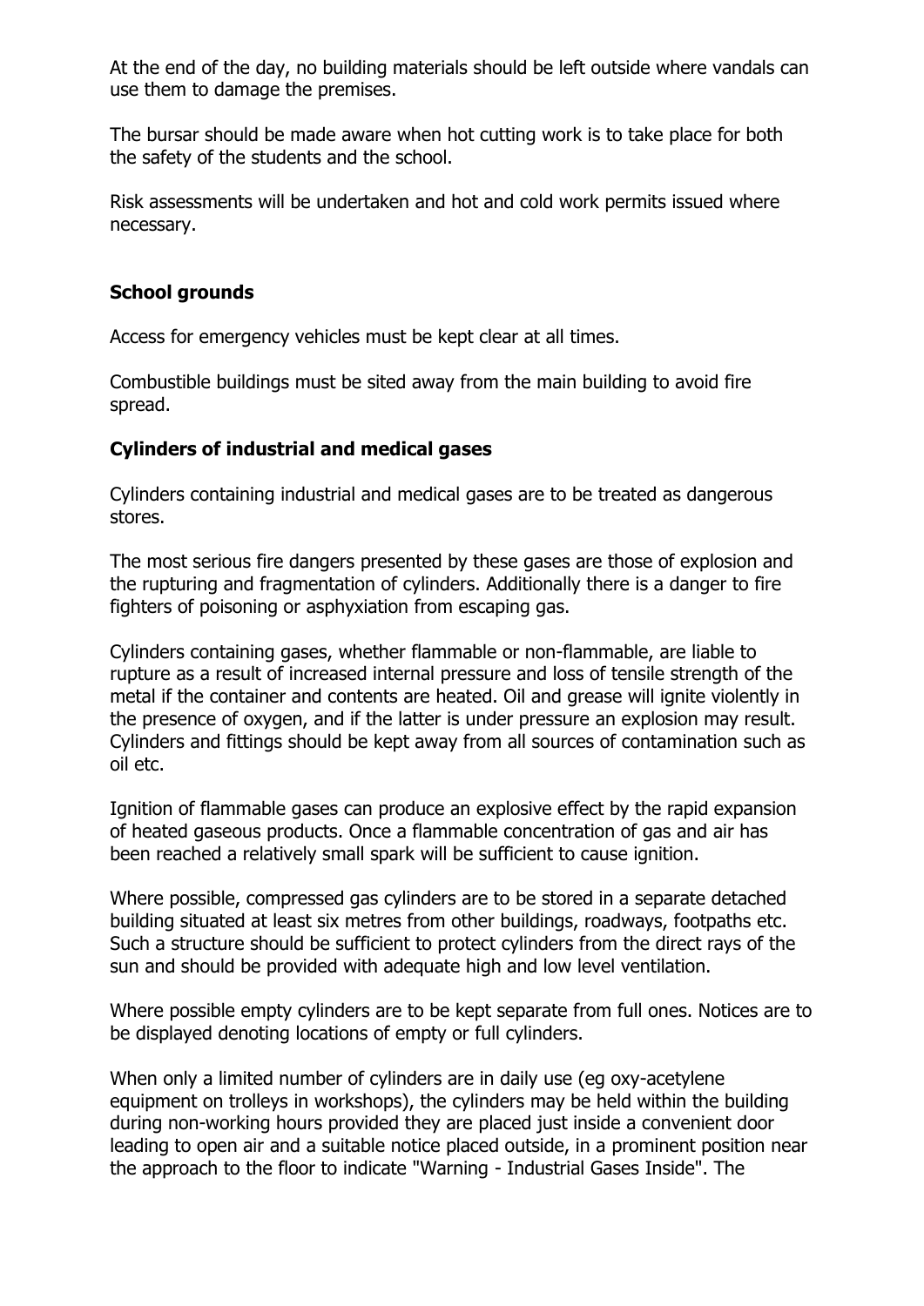At the end of the day, no building materials should be left outside where vandals can use them to damage the premises.

The bursar should be made aware when hot cutting work is to take place for both the safety of the students and the school.

Risk assessments will be undertaken and hot and cold work permits issued where necessary.

### School grounds

Access for emergency vehicles must be kept clear at all times.

Combustible buildings must be sited away from the main building to avoid fire spread.

### Cylinders of industrial and medical gases

Cylinders containing industrial and medical gases are to be treated as dangerous stores.

The most serious fire dangers presented by these gases are those of explosion and the rupturing and fragmentation of cylinders. Additionally there is a danger to fire fighters of poisoning or asphyxiation from escaping gas.

Cylinders containing gases, whether flammable or non-flammable, are liable to rupture as a result of increased internal pressure and loss of tensile strength of the metal if the container and contents are heated. Oil and grease will ignite violently in the presence of oxygen, and if the latter is under pressure an explosion may result. Cylinders and fittings should be kept away from all sources of contamination such as oil etc.

Ignition of flammable gases can produce an explosive effect by the rapid expansion of heated gaseous products. Once a flammable concentration of gas and air has been reached a relatively small spark will be sufficient to cause ignition.

Where possible, compressed gas cylinders are to be stored in a separate detached building situated at least six metres from other buildings, roadways, footpaths etc. Such a structure should be sufficient to protect cylinders from the direct rays of the sun and should be provided with adequate high and low level ventilation.

Where possible empty cylinders are to be kept separate from full ones. Notices are to be displayed denoting locations of empty or full cylinders.

When only a limited number of cylinders are in daily use (eg oxy-acetylene equipment on trolleys in workshops), the cylinders may be held within the building during non-working hours provided they are placed just inside a convenient door leading to open air and a suitable notice placed outside, in a prominent position near the approach to the floor to indicate "Warning - Industrial Gases Inside". The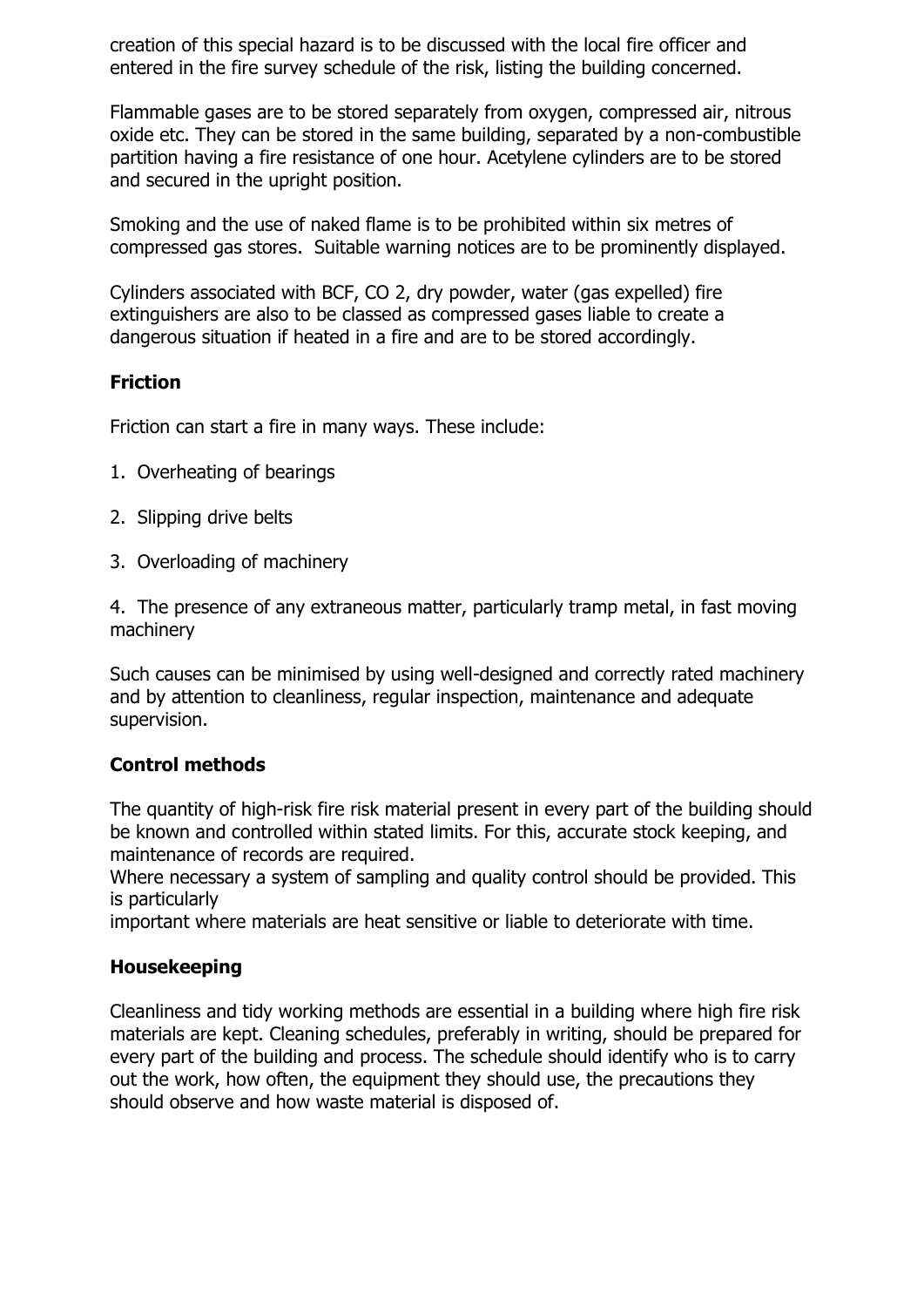creation of this special hazard is to be discussed with the local fire officer and entered in the fire survey schedule of the risk, listing the building concerned.

Flammable gases are to be stored separately from oxygen, compressed air, nitrous oxide etc. They can be stored in the same building, separated by a non-combustible partition having a fire resistance of one hour. Acetylene cylinders are to be stored and secured in the upright position.

Smoking and the use of naked flame is to be prohibited within six metres of compressed gas stores. Suitable warning notices are to be prominently displayed.

Cylinders associated with BCF, CO 2, dry powder, water (gas expelled) fire extinguishers are also to be classed as compressed gases liable to create a dangerous situation if heated in a fire and are to be stored accordingly.

### Friction

Friction can start a fire in many ways. These include:

1. Overheating of bearings
2. Slipping drive belts
3. Overloading of machinery
4. The presence of any extraneous matter, particularly tramp metal, in fast moving machinery

Such causes can be minimised by using well-designed and correctly rated machinery and by attention to cleanliness, regular inspection, maintenance and adequate supervision.

### Control methods

The quantity of high-risk fire risk material present in every part of the building should be known and controlled within stated limits. For this, accurate stock keeping, and maintenance of records are required.
Where necessary a system of sampling and quality control should be provided. This is particularly
important where materials are heat sensitive or liable to deteriorate with time.

### Housekeeping

Cleanliness and tidy working methods are essential in a building where high fire risk materials are kept. Cleaning schedules, preferably in writing, should be prepared for every part of the building and process. The schedule should identify who is to carry out the work, how often, the equipment they should use, the precautions they should observe and how waste material is disposed of.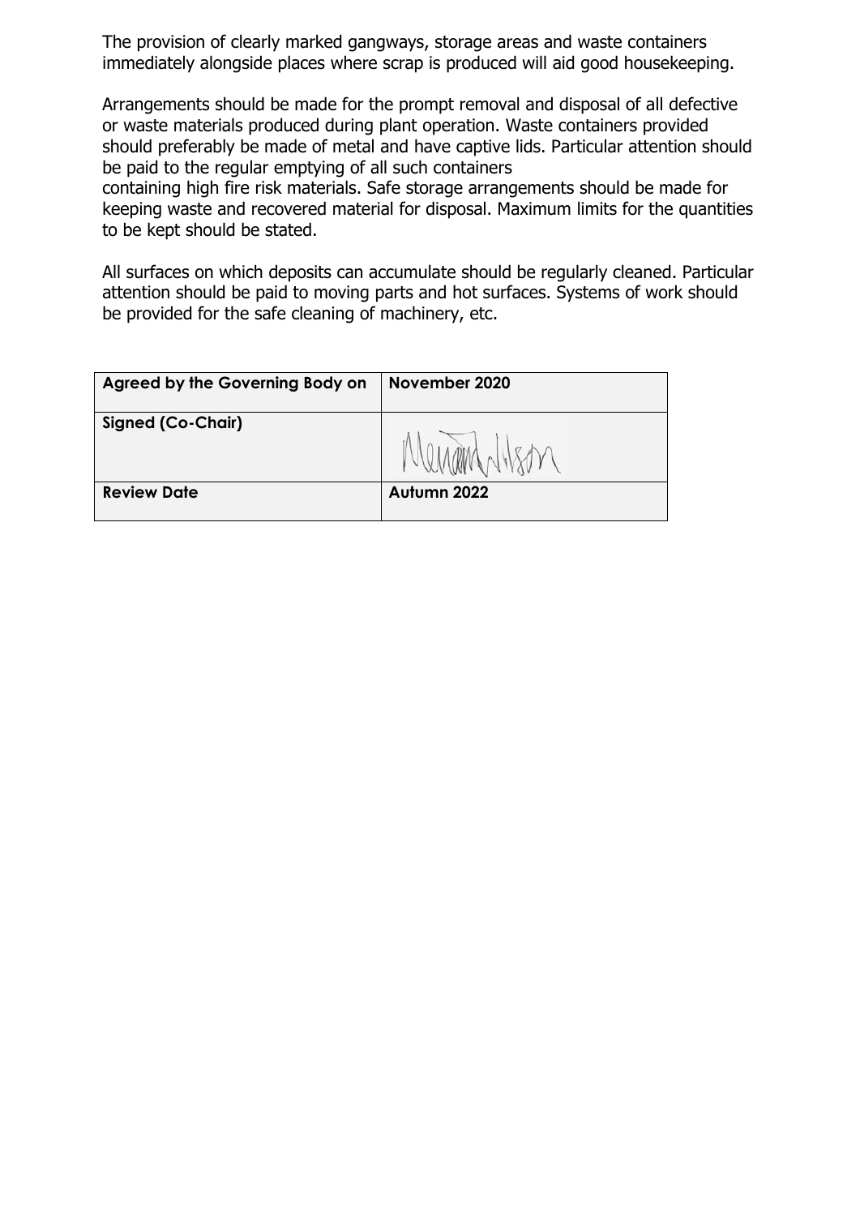The provision of clearly marked gangways, storage areas and waste containers immediately alongside places where scrap is produced will aid good housekeeping.

Arrangements should be made for the prompt removal and disposal of all defective or waste materials produced during plant operation. Waste containers provided should preferably be made of metal and have captive lids. Particular attention should be paid to the regular emptying of all such containers containing high fire risk materials. Safe storage arrangements should be made for keeping waste and recovered material for disposal. Maximum limits for the quantities to be kept should be stated.

All surfaces on which deposits can accumulate should be regularly cleaned. Particular attention should be paid to moving parts and hot surfaces. Systems of work should be provided for the safe cleaning of machinery, etc.

| | |
|---|---|
| **Agreed by the Governing Body on** | **November 2020** |
| **Signed (Co-Chair)** | |
| **Review Date** | **Autumn 2022** |